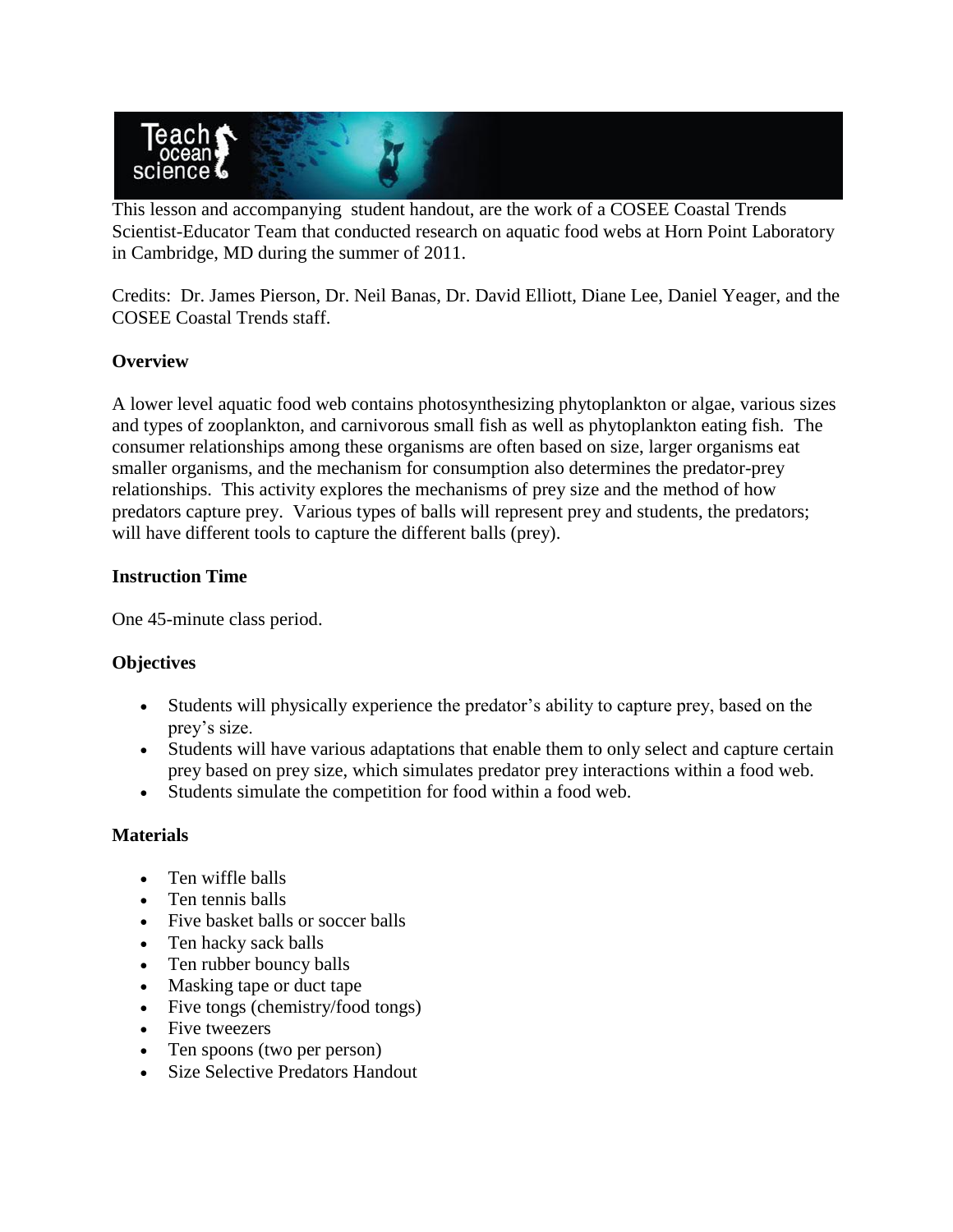This lesson and accompanying student handout, are the work of a COSEE Coastal Trends Scientist-Educator Team that conducted research on aquatic food webs at Horn Point Laboratory in Cambridge, MD during the summer of 2011.

Credits: Dr. James Pierson, Dr. Neil Banas, Dr. David Elliott, Diane Lee, Daniel Yeager, and the COSEE Coastal Trends staff.

**Overview**

A lower level aquatic food web contains photosynthesizing phytoplankton or algae, various sizes and types of zooplankton, and carnivorous small fish as well as phytoplankton eating fish. The consumer relationships among these organisms are often based on size, larger organisms eat smaller organisms, and the mechanism for consumption also determines the predator-prey relationships. This activity explores the mechanisms of prey size and the method of how predators capture prey. Various types of balls will represent prey and students, the predators; will have different tools to capture the different balls (prey).

**Instruction Time**

One 45-minute class period.

**Objectives**

- Students will physically experience the predator's ability to capture prey, based on the prey's size.
- Students will have various adaptations that enable them to only select and capture certain prey based on prey size, which simulates predator prey interactions within a food web.
- Students simulate the competition for food within a food web.

**Materials**

- Ten wiffle balls
- Ten tennis balls
- Five basket balls or soccer balls
- Ten hacky sack balls
- Ten rubber bouncy balls
- Masking tape or duct tape
- Five tongs (chemistry/food tongs)
- Five tweezers
- Ten spoons (two per person)
- Size Selective Predators Handout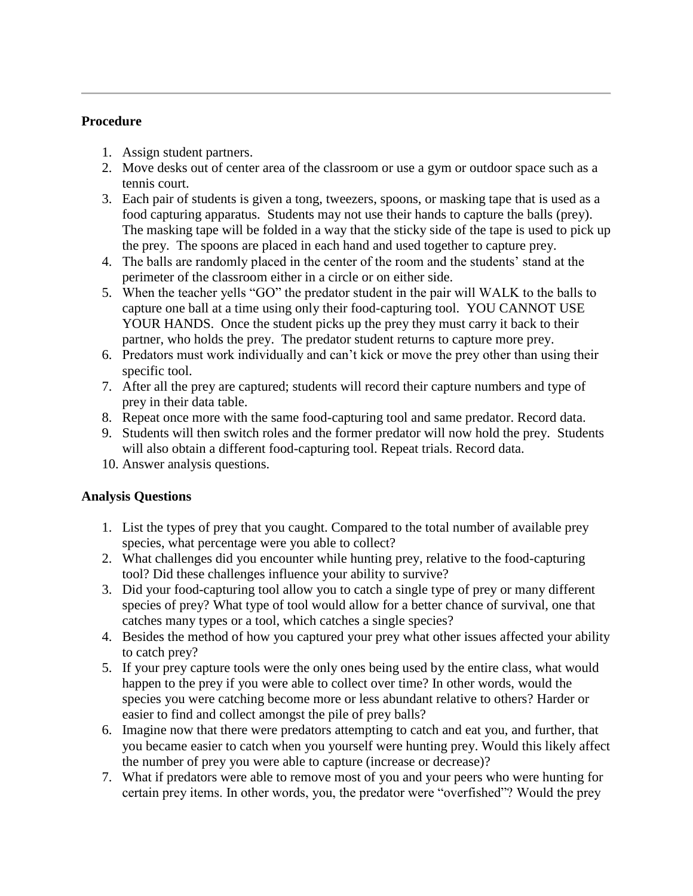**Procedure**

1. Assign student partners.
2. Move desks out of center area of the classroom or use a gym or outdoor space such as a tennis court.
3. Each pair of students is given a tong, tweezers, spoons, or masking tape that is used as a food capturing apparatus. Students may not use their hands to capture the balls (prey). The masking tape will be folded in a way that the sticky side of the tape is used to pick up the prey. The spoons are placed in each hand and used together to capture prey.
4. The balls are randomly placed in the center of the room and the students' stand at the perimeter of the classroom either in a circle or on either side.
5. When the teacher yells "GO" the predator student in the pair will WALK to the balls to capture one ball at a time using only their food-capturing tool. YOU CANNOT USE YOUR HANDS. Once the student picks up the prey they must carry it back to their partner, who holds the prey. The predator student returns to capture more prey.
6. Predators must work individually and can't kick or move the prey other than using their specific tool.
7. After all the prey are captured; students will record their capture numbers and type of prey in their data table.
8. Repeat once more with the same food-capturing tool and same predator. Record data.
9. Students will then switch roles and the former predator will now hold the prey. Students will also obtain a different food-capturing tool. Repeat trials. Record data.
10. Answer analysis questions.

**Analysis Questions**

1. List the types of prey that you caught. Compared to the total number of available prey species, what percentage were you able to collect?
2. What challenges did you encounter while hunting prey, relative to the food-capturing tool? Did these challenges influence your ability to survive?
3. Did your food-capturing tool allow you to catch a single type of prey or many different species of prey? What type of tool would allow for a better chance of survival, one that catches many types or a tool, which catches a single species?
4. Besides the method of how you captured your prey what other issues affected your ability to catch prey?
5. If your prey capture tools were the only ones being used by the entire class, what would happen to the prey if you were able to collect over time? In other words, would the species you were catching become more or less abundant relative to others? Harder or easier to find and collect amongst the pile of prey balls?
6. Imagine now that there were predators attempting to catch and eat you, and further, that you became easier to catch when you yourself were hunting prey. Would this likely affect the number of prey you were able to capture (increase or decrease)?
7. What if predators were able to remove most of you and your peers who were hunting for certain prey items. In other words, you, the predator were "overfished"? Would the prey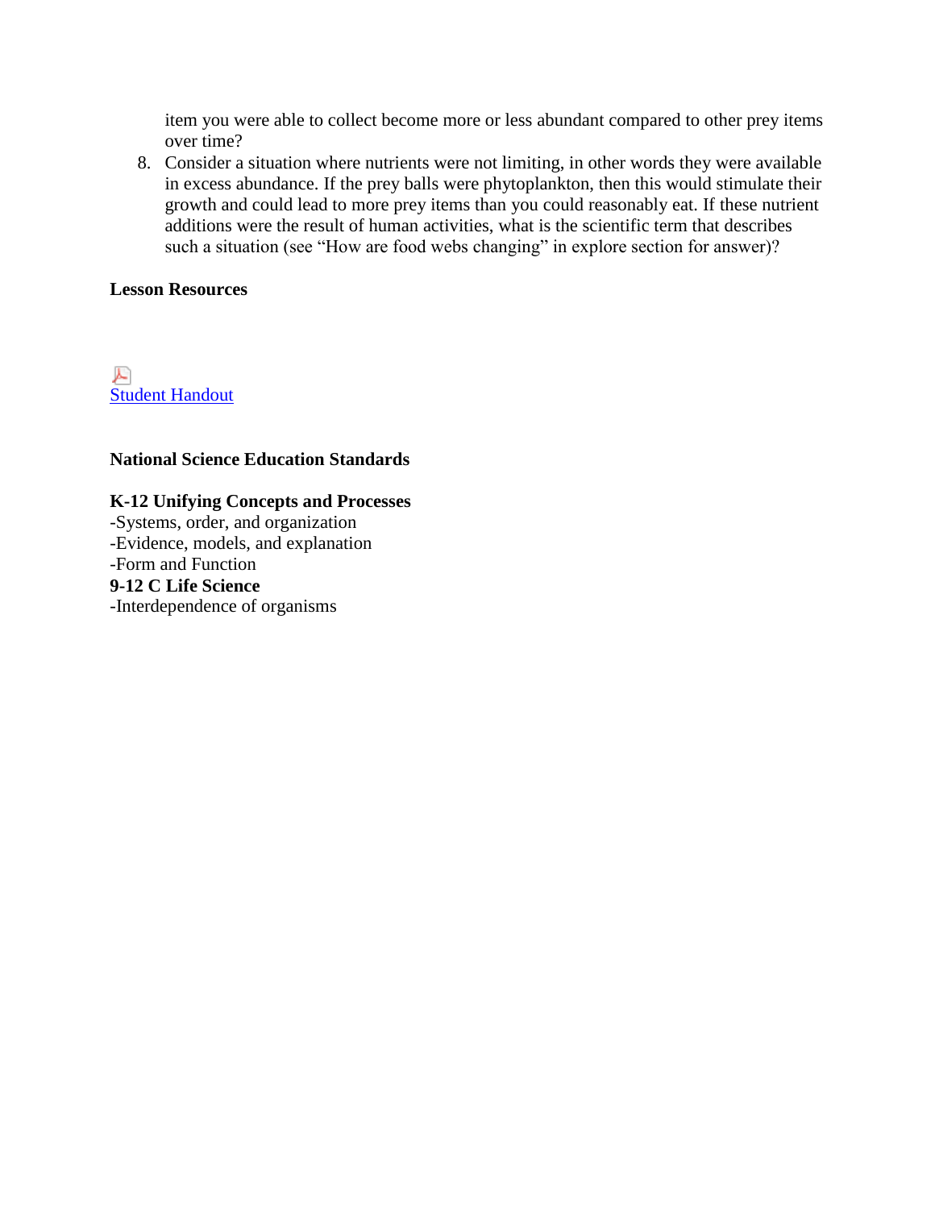item you were able to collect become more or less abundant compared to other prey items over time?

8. Consider a situation where nutrients were not limiting, in other words they were available in excess abundance. If the prey balls were phytoplankton, then this would stimulate their growth and could lead to more prey items than you could reasonably eat. If these nutrient additions were the result of human activities, what is the scientific term that describes such a situation (see "How are food webs changing" in explore section for answer)?

**Lesson Resources**

Student Handout

**National Science Education Standards**

**K-12 Unifying Concepts and Processes**
-Systems, order, and organization
-Evidence, models, and explanation
-Form and Function
**9-12 C Life Science**
-Interdependence of organisms